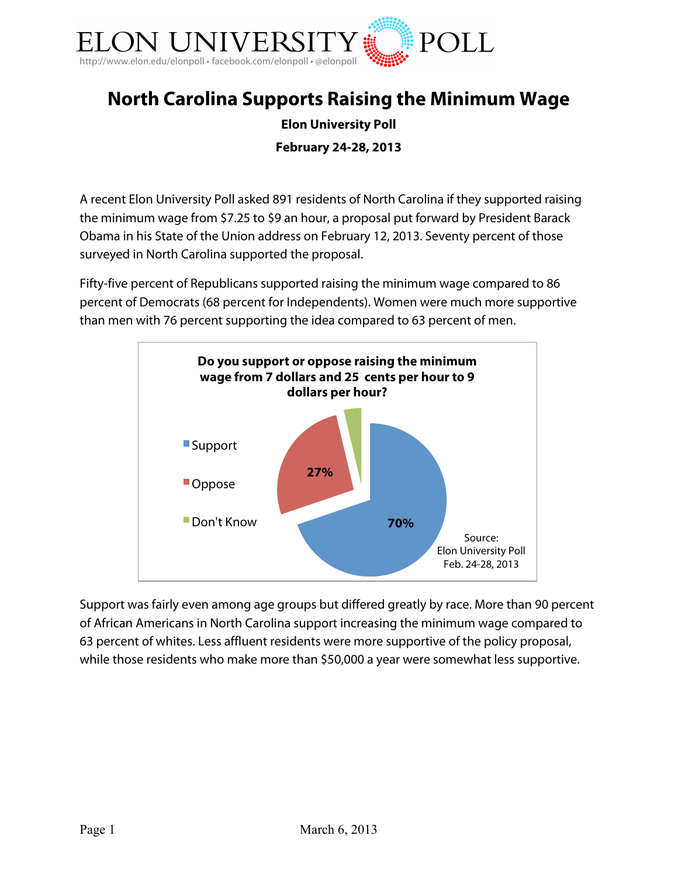ELON UNIVERSITY POLL

http://www.elon.edu/elonpoll • facebook.com/elonpoll • @elonpoll

# North Carolina Supports Raising the Minimum Wage

**Elon University Poll**

**February 24-28, 2013**

A recent Elon University Poll asked 891 residents of North Carolina if they supported raising the minimum wage from $7.25 to $9 an hour, a proposal put forward by President Barack Obama in his State of the Union address on February 12, 2013. Seventy percent of those surveyed in North Carolina supported the proposal.

Fifty-five percent of Republicans supported raising the minimum wage compared to 86 percent of Democrats (68 percent for Independents). Women were much more supportive than men with 76 percent supporting the idea compared to 63 percent of men.

**Do you support or oppose raising the minimum wage from 7 dollars and 25 cents per hour to 9 dollars per hour?**

Support

Oppose

Don't Know

27%

70%

Source:
Elon University Poll
Feb. 24-28, 2013

Support was fairly even among age groups but differed greatly by race. More than 90 percent of African Americans in North Carolina support increasing the minimum wage compared to 63 percent of whites. Less affluent residents were more supportive of the policy proposal, while those residents who make more than $50,000 a year were somewhat less supportive.

March 6, 2013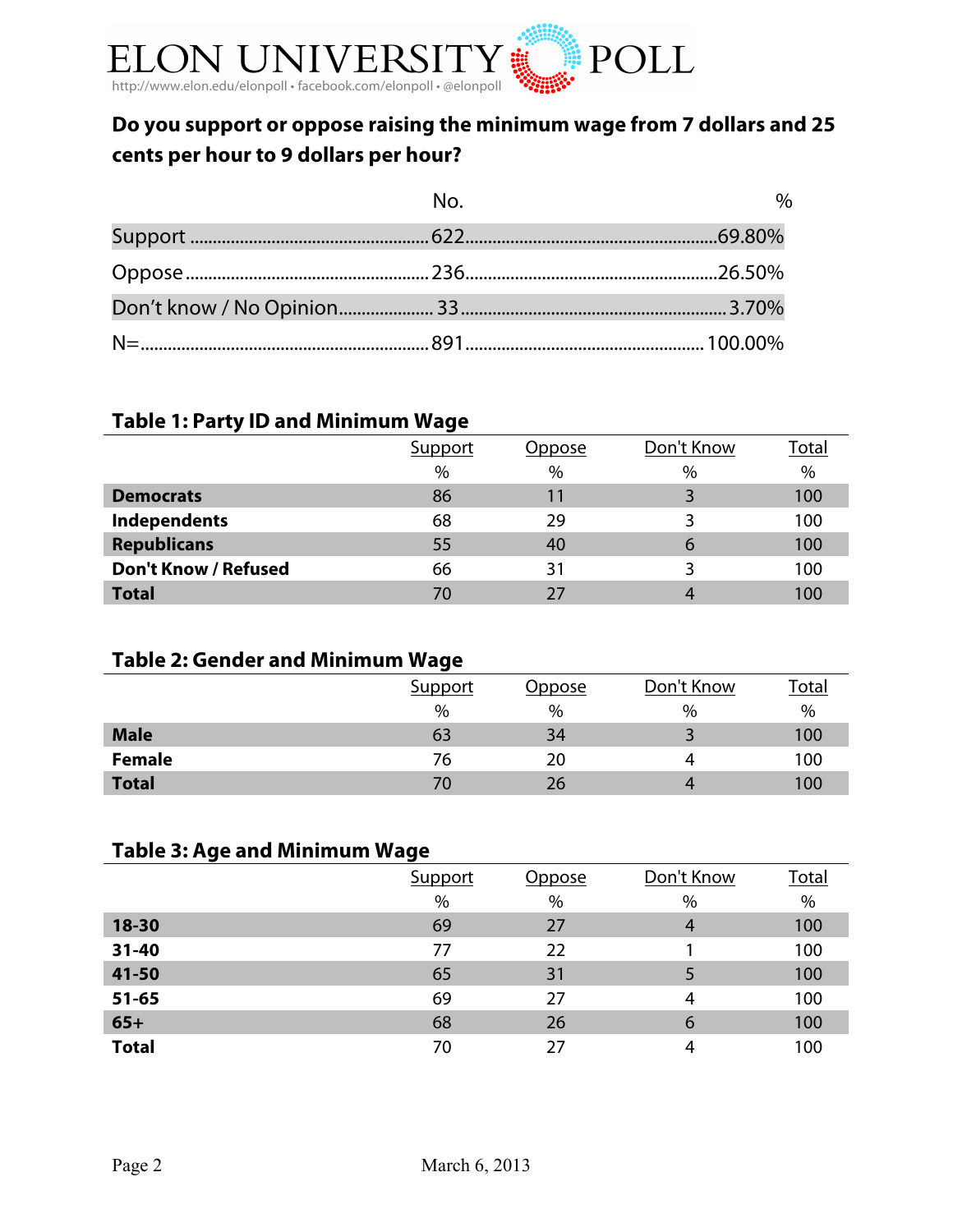## Do you support or oppose raising the minimum wage from 7 dollars and 25 cents per hour to 9 dollars per hour?

| | No. | % |
|---|---|---|
| Support | 622 | 69.80% |
| Oppose | 236 | 26.50% |
| Don't know / No Opinion | 33 | 3.70% |
| N= | 891 | 100.00% |

### Table 1: Party ID and Minimum Wage

| | Support | Oppose | Don't Know | Total |
|---|---|---|---|---|
| | % | % | % | % |
| **Democrats** | 86 | 11 | 3 | 100 |
| **Independents** | 68 | 29 | 3 | 100 |
| **Republicans** | 55 | 40 | 6 | 100 |
| **Don't Know / Refused** | 66 | 31 | 3 | 100 |
| **Total** | 70 | 27 | 4 | 100 |

### Table 2: Gender and Minimum Wage

| | Support | Oppose | Don't Know | Total |
|---|---|---|---|---|
| | % | % | % | % |
| **Male** | 63 | 34 | 3 | 100 |
| **Female** | 76 | 20 | 4 | 100 |
| **Total** | 70 | 26 | 4 | 100 |

### Table 3: Age and Minimum Wage

| | Support | Oppose | Don't Know | Total |
|---|---|---|---|---|
| | % | % | % | % |
| **18-30** | 69 | 27 | 4 | 100 |
| **31-40** | 77 | 22 | 1 | 100 |
| **41-50** | 65 | 31 | 5 | 100 |
| **51-65** | 69 | 27 | 4 | 100 |
| **65+** | 68 | 26 | 6 | 100 |
| **Total** | 70 | 27 | 4 | 100 |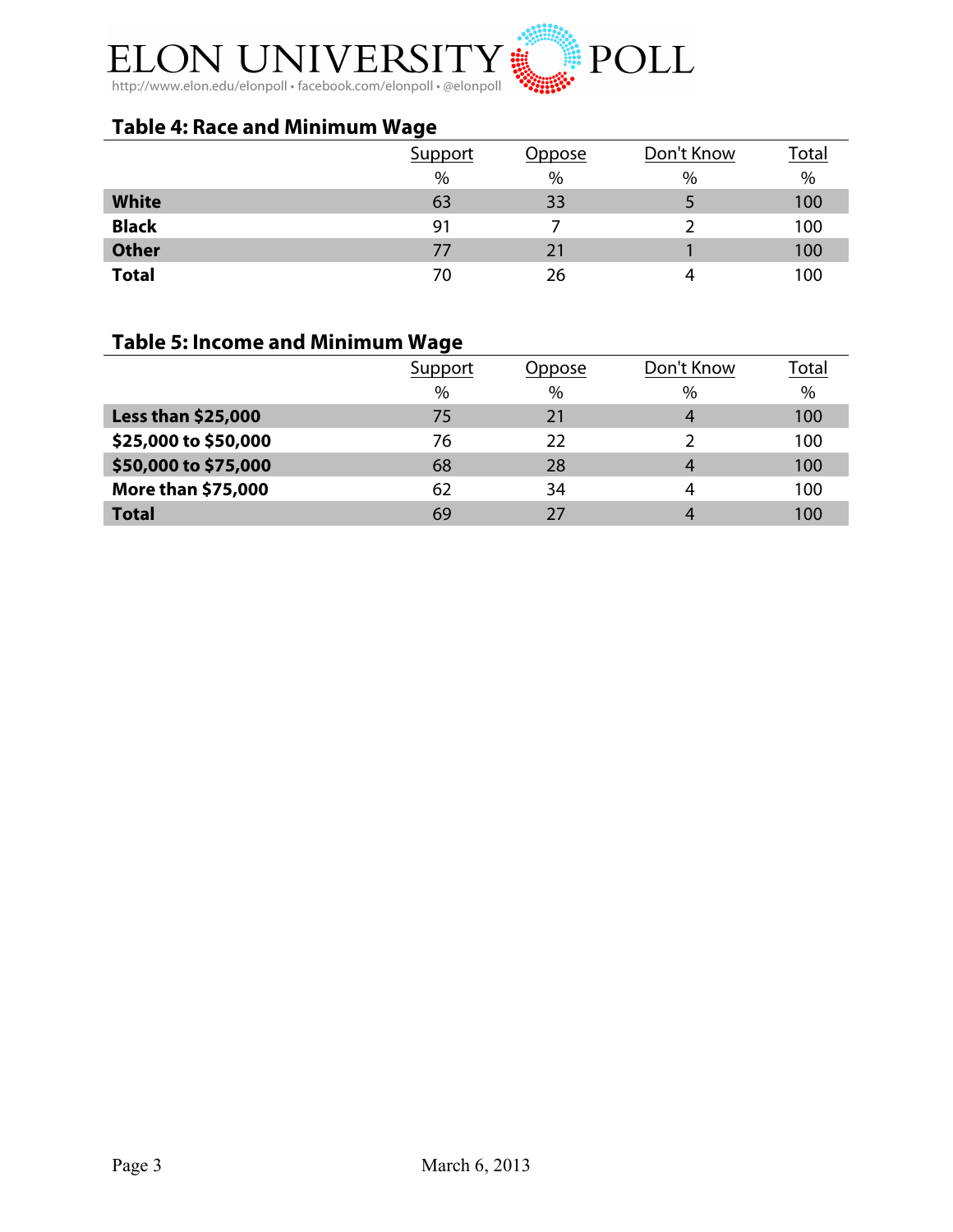## Table 4: Race and Minimum Wage

| | Support | Oppose | Don't Know | Total |
|---|---|---|---|---|
| | % | % | % | % |
| **White** | 63 | 33 | 5 | 100 |
| **Black** | 91 | 7 | 2 | 100 |
| **Other** | 77 | 21 | 1 | 100 |
| **Total** | 70 | 26 | 4 | 100 |

## Table 5: Income and Minimum Wage

| | Support | Oppose | Don't Know | Total |
|---|---|---|---|---|
| | % | % | % | % |
| **Less than $25,000** | 75 | 21 | 4 | 100 |
| **$25,000 to $50,000** | 76 | 22 | 2 | 100 |
| **$50,000 to $75,000** | 68 | 28 | 4 | 100 |
| **More than $75,000** | 62 | 34 | 4 | 100 |
| **Total** | 69 | 27 | 4 | 100 |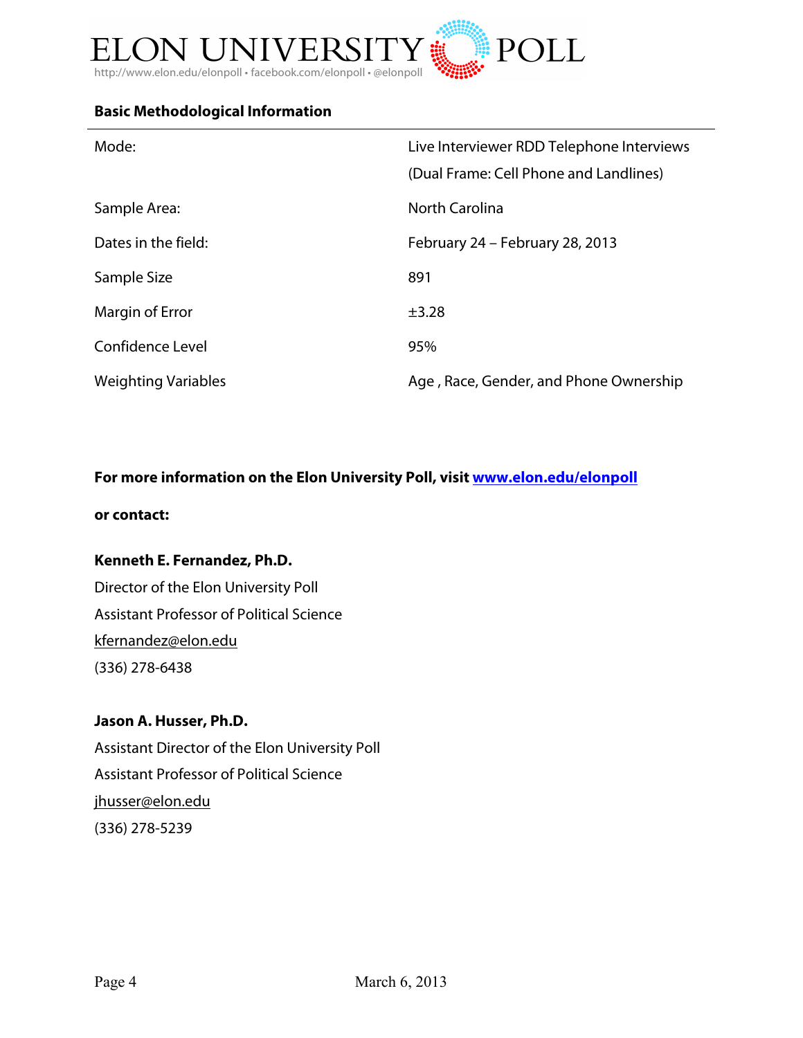ELON UNIVERSITY POLL

http://www.elon.edu/elonpoll • facebook.com/elonpoll • @elonpoll

**Basic Methodological Information**

| | |
|---|---|
| Mode: | Live Interviewer RDD Telephone Interviews (Dual Frame: Cell Phone and Landlines) |
| Sample Area: | North Carolina |
| Dates in the field: | February 24 – February 28, 2013 |
| Sample Size | 891 |
| Margin of Error | ±3.28 |
| Confidence Level | 95% |
| Weighting Variables | Age , Race, Gender, and Phone Ownership |

**For more information on the Elon University Poll, visit [www.elon.edu/elonpoll](http://www.elon.edu/elonpoll)**

**or contact:**

**Kenneth E. Fernandez, Ph.D.**
Director of the Elon University Poll
Assistant Professor of Political Science
kfernandez@elon.edu
(336) 278-6438

**Jason A. Husser, Ph.D.**
Assistant Director of the Elon University Poll
Assistant Professor of Political Science
jhusser@elon.edu
(336) 278-5239

March 6, 2013